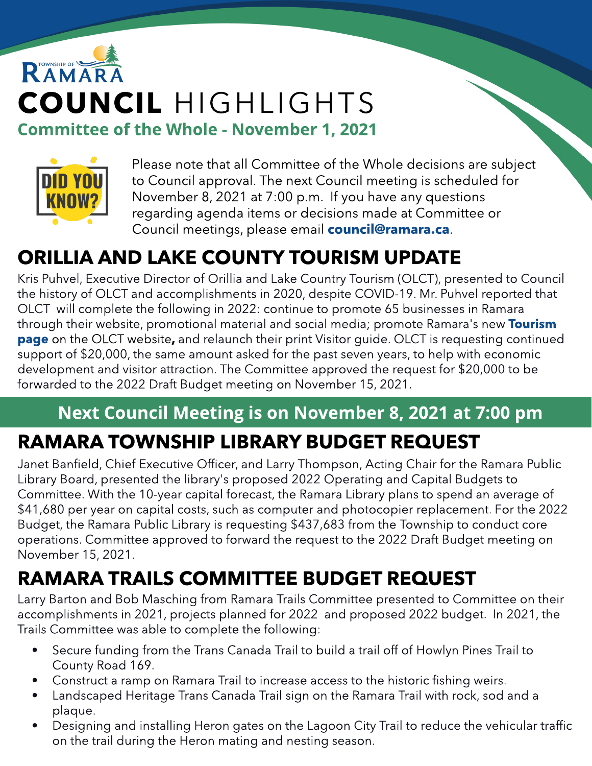TOWNSHIP OF RAMARA

# COUNCIL HIGHLIGHTS

## Committee of the Whole - November 1, 2021

DID YOU KNOW?

Please note that all Committee of the Whole decisions are subject to Council approval. The next Council meeting is scheduled for November 8, 2021 at 7:00 p.m. If you have any questions regarding agenda items or decisions made at Committee or Council meetings, please email **council@ramara.ca**.

## ORILLIA AND LAKE COUNTY TOURISM UPDATE

Kris Puhvel, Executive Director of Orillia and Lake Country Tourism (OLCT), presented to Council the history of OLCT and accomplishments in 2020, despite COVID-19. Mr. Puhvel reported that OLCT will complete the following in 2022: continue to promote 65 businesses in Ramara through their website, promotional material and social media; promote Ramara's new **Tourism page** on the OLCT website**,** and relaunch their print Visitor guide. OLCT is requesting continued support of $20,000, the same amount asked for the past seven years, to help with economic development and visitor attraction. The Committee approved the request for $20,000 to be forwarded to the 2022 Draft Budget meeting on November 15, 2021.

**Next Council Meeting is on November 8, 2021 at 7:00 pm**

## RAMARA TOWNSHIP LIBRARY BUDGET REQUEST

Janet Banfield, Chief Executive Officer, and Larry Thompson, Acting Chair for the Ramara Public Library Board, presented the library's proposed 2022 Operating and Capital Budgets to Committee. With the 10-year capital forecast, the Ramara Library plans to spend an average of $41,680 per year on capital costs, such as computer and photocopier replacement. For the 2022 Budget, the Ramara Public Library is requesting $437,683 from the Township to conduct core operations. Committee approved to forward the request to the 2022 Draft Budget meeting on November 15, 2021.

## RAMARA TRAILS COMMITTEE BUDGET REQUEST

Larry Barton and Bob Masching from Ramara Trails Committee presented to Committee on their accomplishments in 2021, projects planned for 2022 and proposed 2022 budget. In 2021, the Trails Committee was able to complete the following:

- Secure funding from the Trans Canada Trail to build a trail off of Howlyn Pines Trail to County Road 169.
- Construct a ramp on Ramara Trail to increase access to the historic fishing weirs.
- Landscaped Heritage Trans Canada Trail sign on the Ramara Trail with rock, sod and a plaque.
- Designing and installing Heron gates on the Lagoon City Trail to reduce the vehicular traffic on the trail during the Heron mating and nesting season.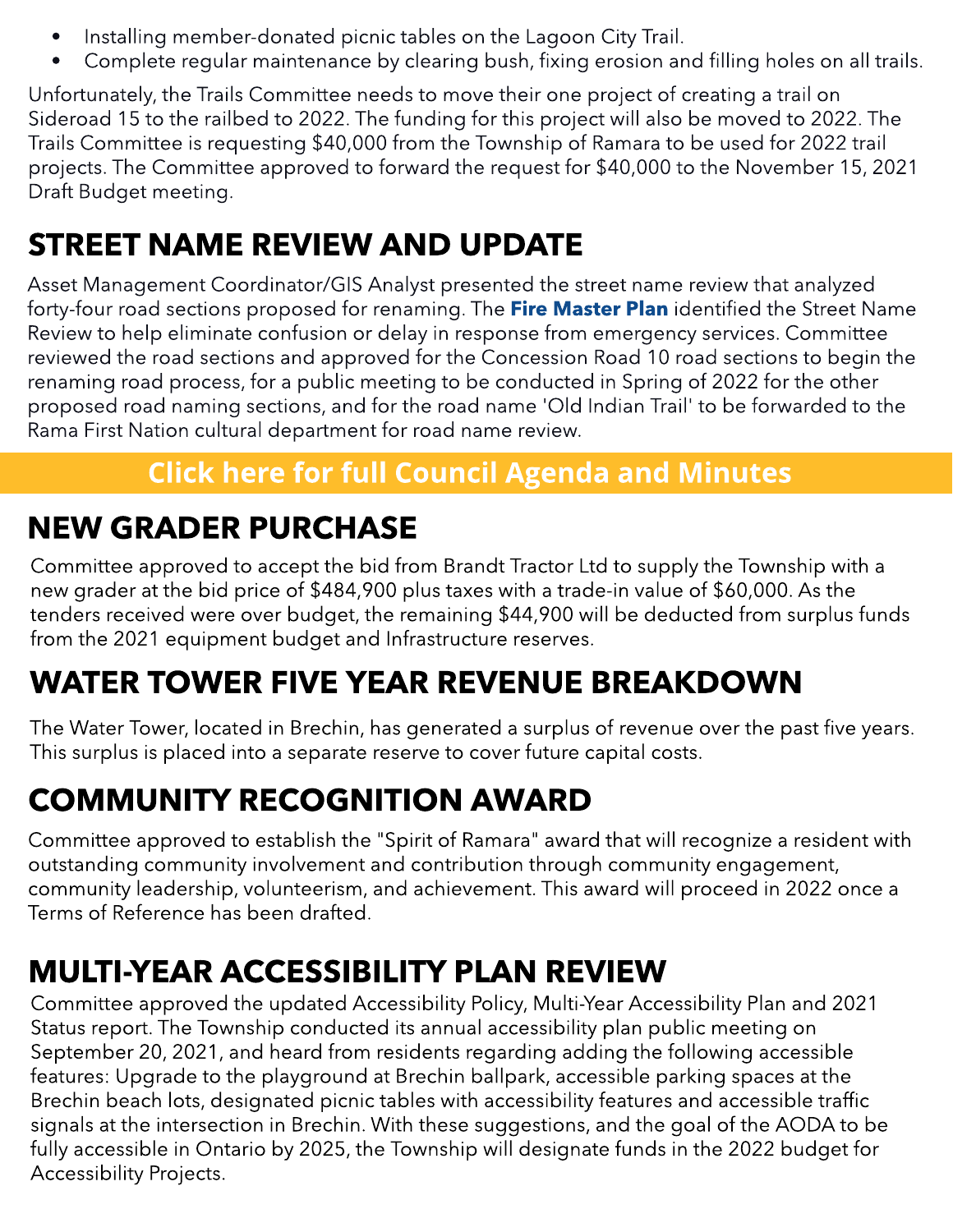- Installing member-donated picnic tables on the Lagoon City Trail.
- Complete regular maintenance by clearing bush, fixing erosion and filling holes on all trails.

Unfortunately, the Trails Committee needs to move their one project of creating a trail on Sideroad 15 to the railbed to 2022. The funding for this project will also be moved to 2022. The Trails Committee is requesting $40,000 from the Township of Ramara to be used for 2022 trail projects. The Committee approved to forward the request for $40,000 to the November 15, 2021 Draft Budget meeting.

## STREET NAME REVIEW AND UPDATE

Asset Management Coordinator/GIS Analyst presented the street name review that analyzed forty-four road sections proposed for renaming. The **Fire Master Plan** identified the Street Name Review to help eliminate confusion or delay in response from emergency services. Committee reviewed the road sections and approved for the Concession Road 10 road sections to begin the renaming road process, for a public meeting to be conducted in Spring of 2022 for the other proposed road naming sections, and for the road name 'Old Indian Trail' to be forwarded to the Rama First Nation cultural department for road name review.

**Click here for full Council Agenda and Minutes**

## NEW GRADER PURCHASE

Committee approved to accept the bid from Brandt Tractor Ltd to supply the Township with a new grader at the bid price of $484,900 plus taxes with a trade-in value of $60,000. As the tenders received were over budget, the remaining $44,900 will be deducted from surplus funds from the 2021 equipment budget and Infrastructure reserves.

## WATER TOWER FIVE YEAR REVENUE BREAKDOWN

The Water Tower, located in Brechin, has generated a surplus of revenue over the past five years. This surplus is placed into a separate reserve to cover future capital costs.

## COMMUNITY RECOGNITION AWARD

Committee approved to establish the "Spirit of Ramara" award that will recognize a resident with outstanding community involvement and contribution through community engagement, community leadership, volunteerism, and achievement. This award will proceed in 2022 once a Terms of Reference has been drafted.

## MULTI-YEAR ACCESSIBILITY PLAN REVIEW

Committee approved the updated Accessibility Policy, Multi-Year Accessibility Plan and 2021 Status report. The Township conducted its annual accessibility plan public meeting on September 20, 2021, and heard from residents regarding adding the following accessible features: Upgrade to the playground at Brechin ballpark, accessible parking spaces at the Brechin beach lots, designated picnic tables with accessibility features and accessible traffic signals at the intersection in Brechin. With these suggestions, and the goal of the AODA to be fully accessible in Ontario by 2025, the Township will designate funds in the 2022 budget for Accessibility Projects.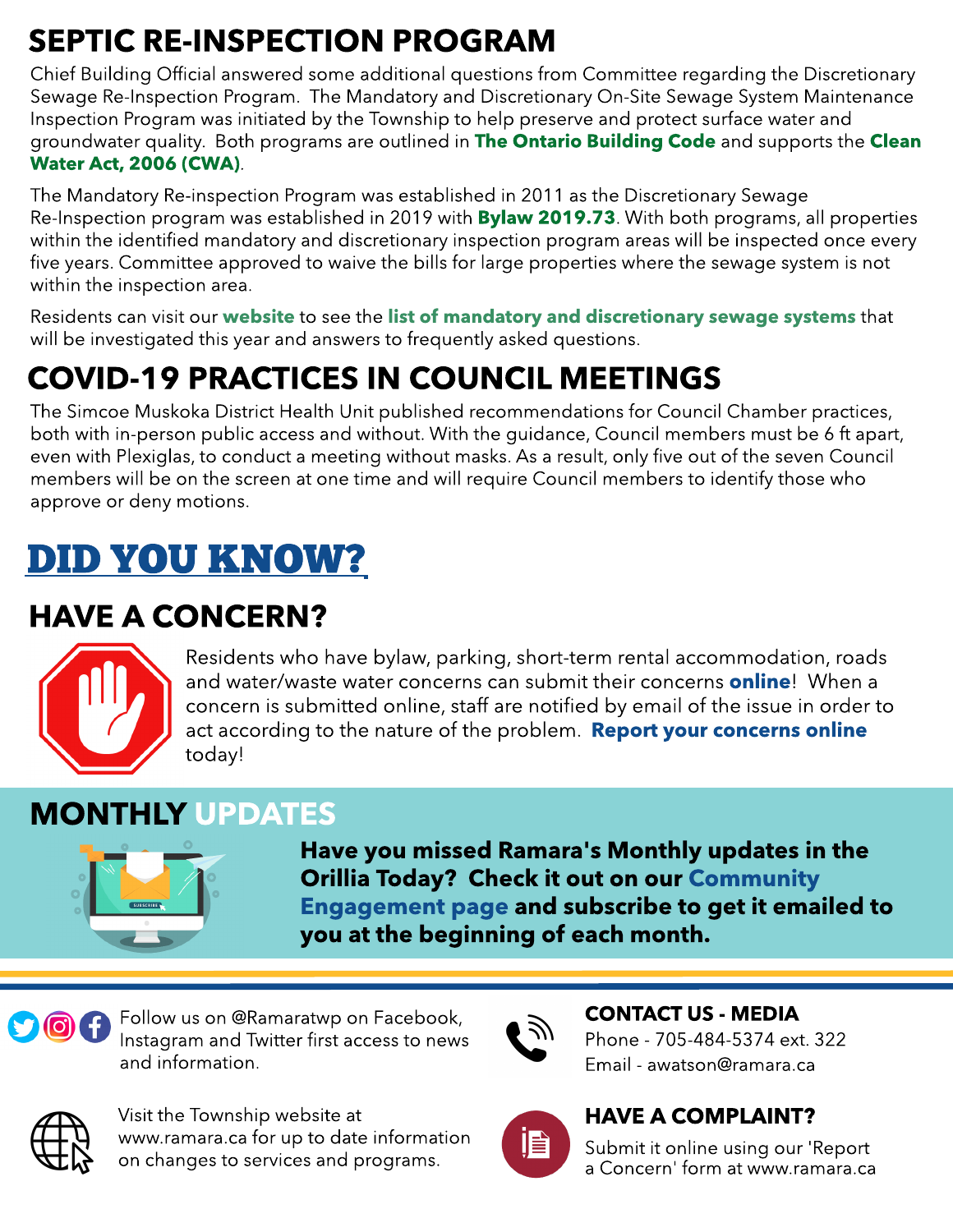# SEPTIC RE-INSPECTION PROGRAM

Chief Building Official answered some additional questions from Committee regarding the Discretionary Sewage Re-Inspection Program. The Mandatory and Discretionary On-Site Sewage System Maintenance Inspection Program was initiated by the Township to help preserve and protect surface water and groundwater quality. Both programs are outlined in **The Ontario Building Code** and supports the **Clean Water Act, 2006 (CWA)**.

The Mandatory Re-inspection Program was established in 2011 as the Discretionary Sewage Re-Inspection program was established in 2019 with **Bylaw 2019.73**. With both programs, all properties within the identified mandatory and discretionary inspection program areas will be inspected once every five years. Committee approved to waive the bills for large properties where the sewage system is not within the inspection area.

Residents can visit our **website** to see the **list of mandatory and discretionary sewage systems** that will be investigated this year and answers to frequently asked questions.

# COVID-19 PRACTICES IN COUNCIL MEETINGS

The Simcoe Muskoka District Health Unit published recommendations for Council Chamber practices, both with in-person public access and without. With the guidance, Council members must be 6 ft apart, even with Plexiglas, to conduct a meeting without masks. As a result, only five out of the seven Council members will be on the screen at one time and will require Council members to identify those who approve or deny motions.

# DID YOU KNOW?

## HAVE A CONCERN?

Residents who have bylaw, parking, short-term rental accommodation, roads and water/waste water concerns can submit their concerns **online**! When a concern is submitted online, staff are notified by email of the issue in order to act according to the nature of the problem. **Report your concerns online** today!

## MONTHLY UPDATES

**Have you missed Ramara's Monthly updates in the Orillia Today? Check it out on our Community Engagement page and subscribe to get it emailed to you at the beginning of each month.**

Follow us on @Ramaratwp on Facebook, Instagram and Twitter first access to news and information.

Visit the Township website at www.ramara.ca for up to date information on changes to services and programs.

### CONTACT US - MEDIA

Phone - 705-484-5374 ext. 322
Email - awatson@ramara.ca

### HAVE A COMPLAINT?

Submit it online using our 'Report a Concern' form at www.ramara.ca